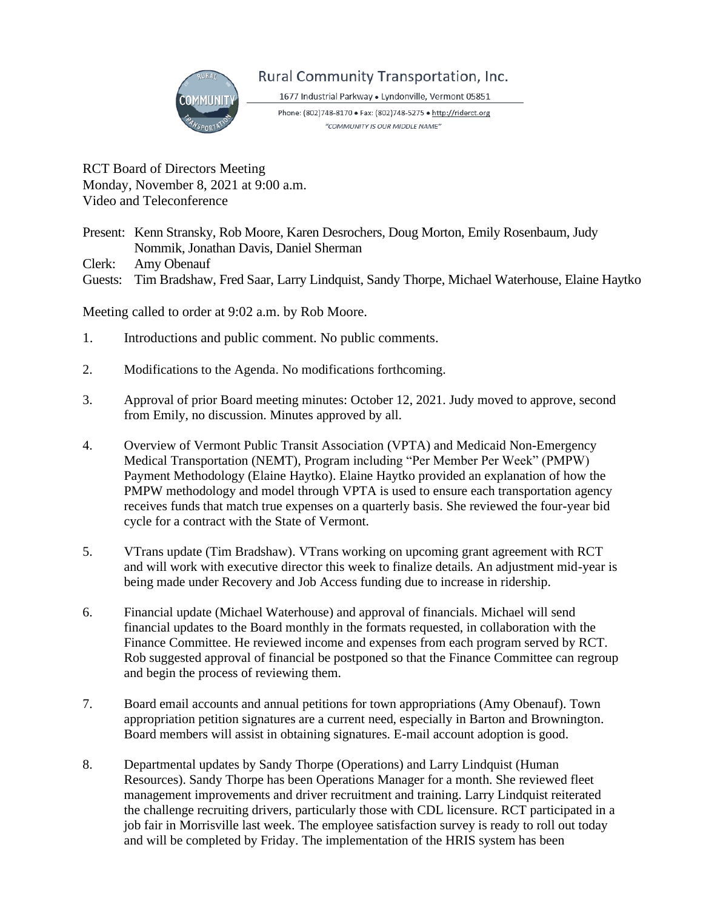Rural Community Transportation, Inc.

1677 Industrial Parkway • Lyndonville, Vermont 05851

Phone: (802)748-8170 • Fax: (802)748-5275 • http://riderct.org

*"COMMUNITY IS OUR MIDDLE NAME"*

RCT Board of Directors Meeting
Monday, November 8, 2021 at 9:00 a.m.
Video and Teleconference

Present: Kenn Stransky, Rob Moore, Karen Desrochers, Doug Morton, Emily Rosenbaum, Judy Nommik, Jonathan Davis, Daniel Sherman
Clerk: Amy Obenauf
Guests: Tim Bradshaw, Fred Saar, Larry Lindquist, Sandy Thorpe, Michael Waterhouse, Elaine Haytko

Meeting called to order at 9:02 a.m. by Rob Moore.

1. Introductions and public comment. No public comments.

2. Modifications to the Agenda. No modifications forthcoming.

3. Approval of prior Board meeting minutes: October 12, 2021. Judy moved to approve, second from Emily, no discussion. Minutes approved by all.

4. Overview of Vermont Public Transit Association (VPTA) and Medicaid Non-Emergency Medical Transportation (NEMT), Program including "Per Member Per Week" (PMPW) Payment Methodology (Elaine Haytko). Elaine Haytko provided an explanation of how the PMPW methodology and model through VPTA is used to ensure each transportation agency receives funds that match true expenses on a quarterly basis. She reviewed the four-year bid cycle for a contract with the State of Vermont.

5. VTrans update (Tim Bradshaw). VTrans working on upcoming grant agreement with RCT and will work with executive director this week to finalize details. An adjustment mid-year is being made under Recovery and Job Access funding due to increase in ridership.

6. Financial update (Michael Waterhouse) and approval of financials. Michael will send financial updates to the Board monthly in the formats requested, in collaboration with the Finance Committee. He reviewed income and expenses from each program served by RCT. Rob suggested approval of financial be postponed so that the Finance Committee can regroup and begin the process of reviewing them.

7. Board email accounts and annual petitions for town appropriations (Amy Obenauf). Town appropriation petition signatures are a current need, especially in Barton and Brownington. Board members will assist in obtaining signatures. E-mail account adoption is good.

8. Departmental updates by Sandy Thorpe (Operations) and Larry Lindquist (Human Resources). Sandy Thorpe has been Operations Manager for a month. She reviewed fleet management improvements and driver recruitment and training. Larry Lindquist reiterated the challenge recruiting drivers, particularly those with CDL licensure. RCT participated in a job fair in Morrisville last week. The employee satisfaction survey is ready to roll out today and will be completed by Friday. The implementation of the HRIS system has been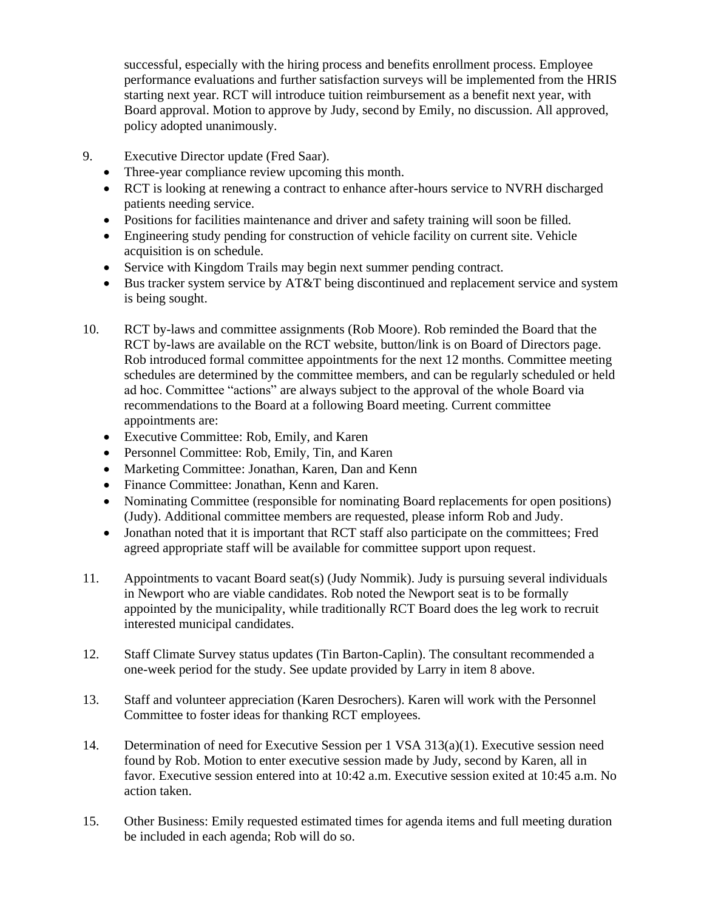successful, especially with the hiring process and benefits enrollment process. Employee performance evaluations and further satisfaction surveys will be implemented from the HRIS starting next year. RCT will introduce tuition reimbursement as a benefit next year, with Board approval. Motion to approve by Judy, second by Emily, no discussion. All approved, policy adopted unanimously.

9. Executive Director update (Fred Saar).
   - Three-year compliance review upcoming this month.
   - RCT is looking at renewing a contract to enhance after-hours service to NVRH discharged patients needing service.
   - Positions for facilities maintenance and driver and safety training will soon be filled.
   - Engineering study pending for construction of vehicle facility on current site. Vehicle acquisition is on schedule.
   - Service with Kingdom Trails may begin next summer pending contract.
   - Bus tracker system service by AT&T being discontinued and replacement service and system is being sought.

10. RCT by-laws and committee assignments (Rob Moore). Rob reminded the Board that the RCT by-laws are available on the RCT website, button/link is on Board of Directors page. Rob introduced formal committee appointments for the next 12 months. Committee meeting schedules are determined by the committee members, and can be regularly scheduled or held ad hoc. Committee "actions" are always subject to the approval of the whole Board via recommendations to the Board at a following Board meeting. Current committee appointments are:
    - Executive Committee: Rob, Emily, and Karen
    - Personnel Committee: Rob, Emily, Tin, and Karen
    - Marketing Committee: Jonathan, Karen, Dan and Kenn
    - Finance Committee: Jonathan, Kenn and Karen.
    - Nominating Committee (responsible for nominating Board replacements for open positions) (Judy). Additional committee members are requested, please inform Rob and Judy.
    - Jonathan noted that it is important that RCT staff also participate on the committees; Fred agreed appropriate staff will be available for committee support upon request.

11. Appointments to vacant Board seat(s) (Judy Nommik). Judy is pursuing several individuals in Newport who are viable candidates. Rob noted the Newport seat is to be formally appointed by the municipality, while traditionally RCT Board does the leg work to recruit interested municipal candidates.

12. Staff Climate Survey status updates (Tin Barton-Caplin). The consultant recommended a one-week period for the study. See update provided by Larry in item 8 above.

13. Staff and volunteer appreciation (Karen Desrochers). Karen will work with the Personnel Committee to foster ideas for thanking RCT employees.

14. Determination of need for Executive Session per 1 VSA 313(a)(1). Executive session need found by Rob. Motion to enter executive session made by Judy, second by Karen, all in favor. Executive session entered into at 10:42 a.m. Executive session exited at 10:45 a.m. No action taken.

15. Other Business: Emily requested estimated times for agenda items and full meeting duration be included in each agenda; Rob will do so.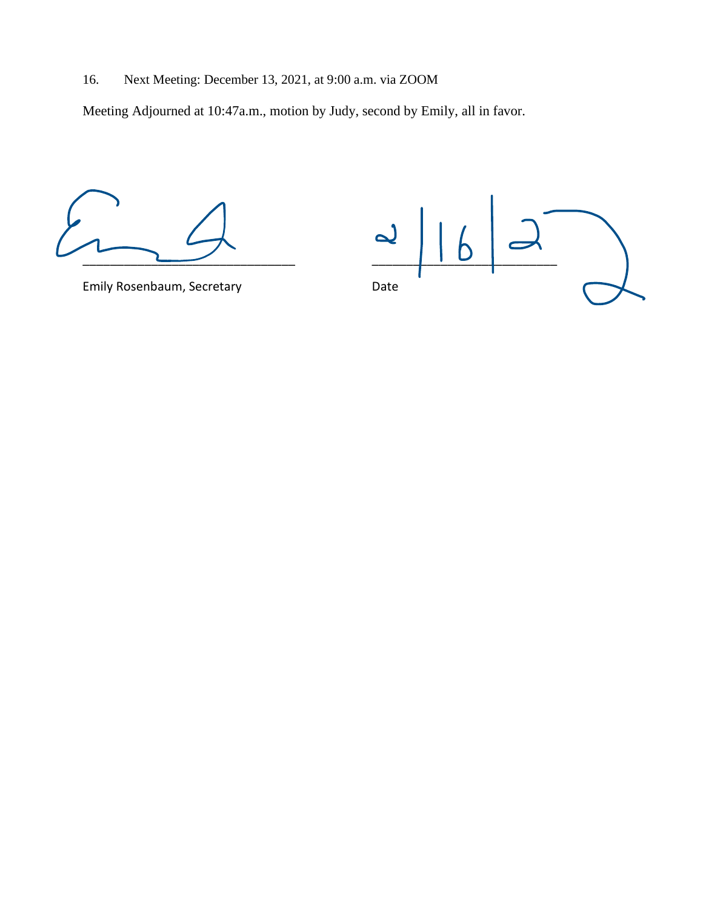16. Next Meeting: December 13, 2021, at 9:00 a.m. via ZOOM

Meeting Adjourned at 10:47a.m., motion by Judy, second by Emily, all in favor.

\_\_\_\_\_\_\_\_\_\_\_\_\_\_\_\_\_\_\_\_\_\_\_\_\_\_\_\_\_\_\_\_ \_\_\_\_\_\_\_\_\_\_\_\_\_\_\_\_\_\_\_\_\_\_\_\_\_\_\_\_

Emily Rosenbaum, Secretary Date 2/16/22